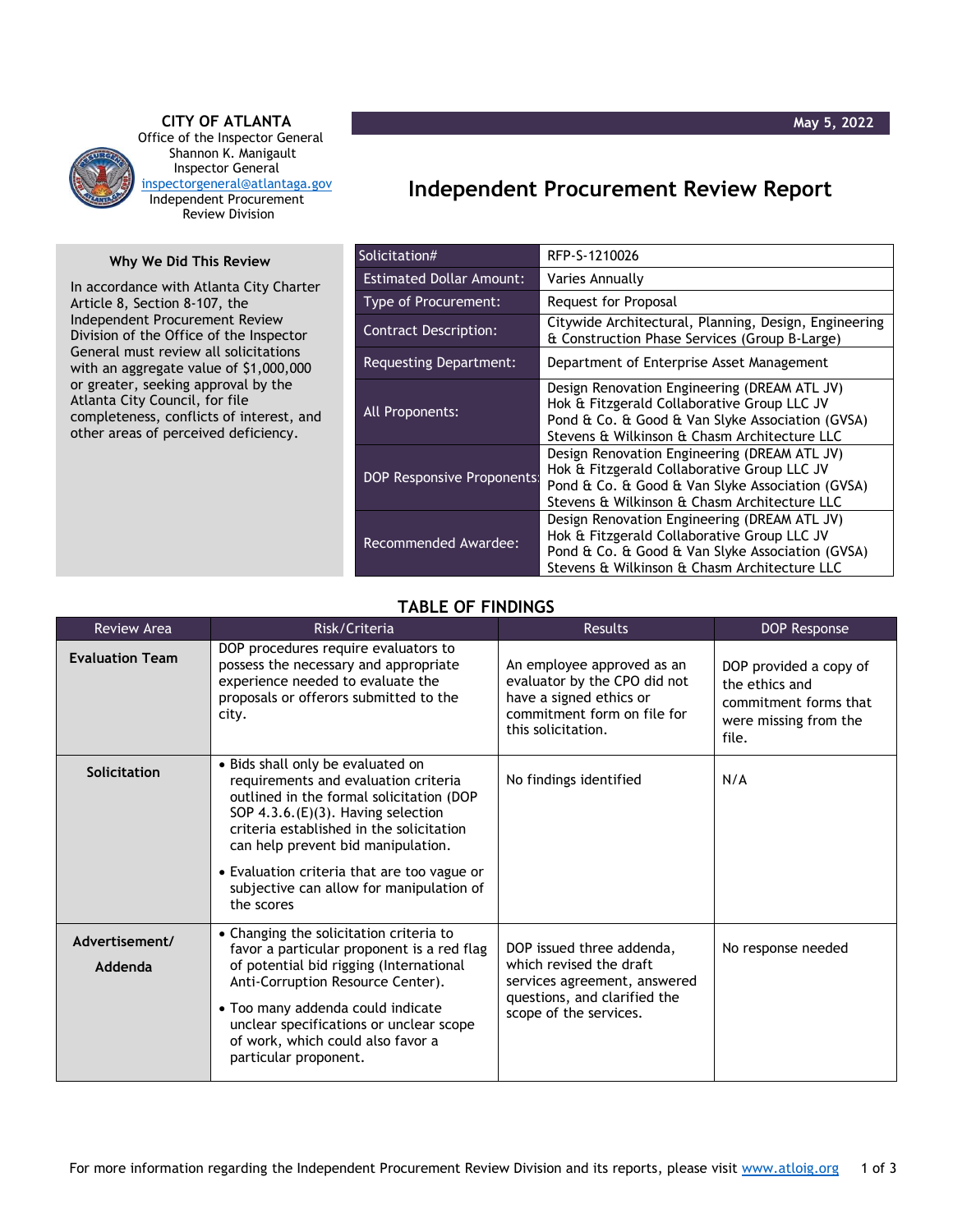**CITY OF ATLANTA**
Office of the Inspector General
Shannon K. Manigault
Inspector General
inspectorgeneral@atlantaga.gov
Independent Procurement
Review Division

May 5, 2022

# Independent Procurement Review Report

## Why We Did This Review

In accordance with Atlanta City Charter Article 8, Section 8-107, the Independent Procurement Review Division of the Office of the Inspector General must review all solicitations with an aggregate value of $1,000,000 or greater, seeking approval by the Atlanta City Council, for file completeness, conflicts of interest, and other areas of perceived deficiency.

| Solicitation# | RFP-S-1210026 |
|---|---|
| Estimated Dollar Amount: | Varies Annually |
| Type of Procurement: | Request for Proposal |
| Contract Description: | Citywide Architectural, Planning, Design, Engineering & Construction Phase Services (Group B-Large) |
| Requesting Department: | Department of Enterprise Asset Management |
| All Proponents: | Design Renovation Engineering (DREAM ATL JV)<br>Hok & Fitzgerald Collaborative Group LLC JV<br>Pond & Co. & Good & Van Slyke Association (GVSA)<br>Stevens & Wilkinson & Chasm Architecture LLC |
| DOP Responsive Proponents: | Design Renovation Engineering (DREAM ATL JV)<br>Hok & Fitzgerald Collaborative Group LLC JV<br>Pond & Co. & Good & Van Slyke Association (GVSA)<br>Stevens & Wilkinson & Chasm Architecture LLC |
| Recommended Awardee: | Design Renovation Engineering (DREAM ATL JV)<br>Hok & Fitzgerald Collaborative Group LLC JV<br>Pond & Co. & Good & Van Slyke Association (GVSA)<br>Stevens & Wilkinson & Chasm Architecture LLC |

## TABLE OF FINDINGS

| Review Area | Risk/Criteria | Results | DOP Response |
|---|---|---|---|
| **Evaluation Team** | DOP procedures require evaluators to possess the necessary and appropriate experience needed to evaluate the proposals or offerors submitted to the city. | An employee approved as an evaluator by the CPO did not have a signed ethics or commitment form on file for this solicitation. | DOP provided a copy of the ethics and commitment forms that were missing from the file. |
| **Solicitation** | • Bids shall only be evaluated on requirements and evaluation criteria outlined in the formal solicitation (DOP SOP 4.3.6.(E)(3). Having selection criteria established in the solicitation can help prevent bid manipulation.<br>• Evaluation criteria that are too vague or subjective can allow for manipulation of the scores | No findings identified | N/A |
| **Advertisement/ Addenda** | • Changing the solicitation criteria to favor a particular proponent is a red flag of potential bid rigging (International Anti-Corruption Resource Center).<br>• Too many addenda could indicate unclear specifications or unclear scope of work, which could also favor a particular proponent. | DOP issued three addenda, which revised the draft services agreement, answered questions, and clarified the scope of the services. | No response needed |

For more information regarding the Independent Procurement Review Division and its reports, please visit www.atloig.org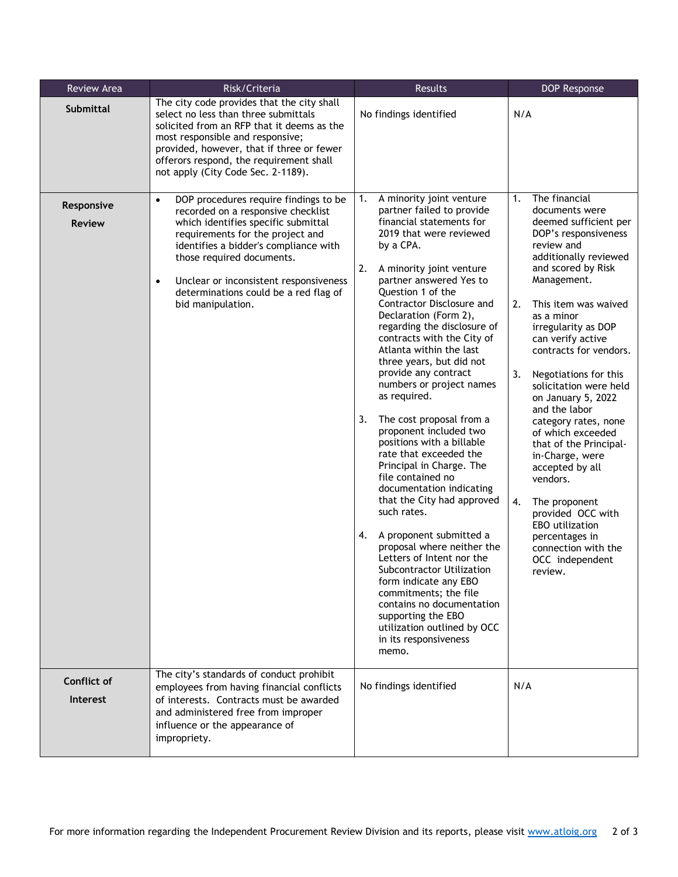| Review Area | Risk/Criteria | Results | DOP Response |
|---|---|---|---|
| **Submittal** | The city code provides that the city shall select no less than three submittals solicited from an RFP that it deems as the most responsible and responsive; provided, however, that if three or fewer offerors respond, the requirement shall not apply (City Code Sec. 2-1189). | No findings identified | N/A |
| **Responsive Review** | • DOP procedures require findings to be recorded on a responsive checklist which identifies specific submittal requirements for the project and identifies a bidder's compliance with those required documents.<br>• Unclear or inconsistent responsiveness determinations could be a red flag of bid manipulation. | 1. A minority joint venture partner failed to provide financial statements for 2019 that were reviewed by a CPA.<br>2. A minority joint venture partner answered Yes to Question 1 of the Contractor Disclosure and Declaration (Form 2), regarding the disclosure of contracts with the City of Atlanta within the last three years, but did not provide any contract numbers or project names as required.<br>3. The cost proposal from a proponent included two positions with a billable rate that exceeded the Principal in Charge. The file contained no documentation indicating that the City had approved such rates.<br>4. A proponent submitted a proposal where neither the Letters of Intent nor the Subcontractor Utilization form indicate any EBO commitments; the file contains no documentation supporting the EBO utilization outlined by OCC in its responsiveness memo. | 1. The financial documents were deemed sufficient per DOP's responsiveness review and additionally reviewed and scored by Risk Management.<br>2. This item was waived as a minor irregularity as DOP can verify active contracts for vendors.<br>3. Negotiations for this solicitation were held on January 5, 2022 and the labor category rates, none of which exceeded that of the Principal-in-Charge, were accepted by all vendors.<br>4. The proponent provided OCC with EBO utilization percentages in connection with the OCC independent review. |
| **Conflict of Interest** | The city's standards of conduct prohibit employees from having financial conflicts of interests. Contracts must be awarded and administered free from improper influence or the appearance of impropriety. | No findings identified | N/A |

For more information regarding the Independent Procurement Review Division and its reports, please visit www.atloig.org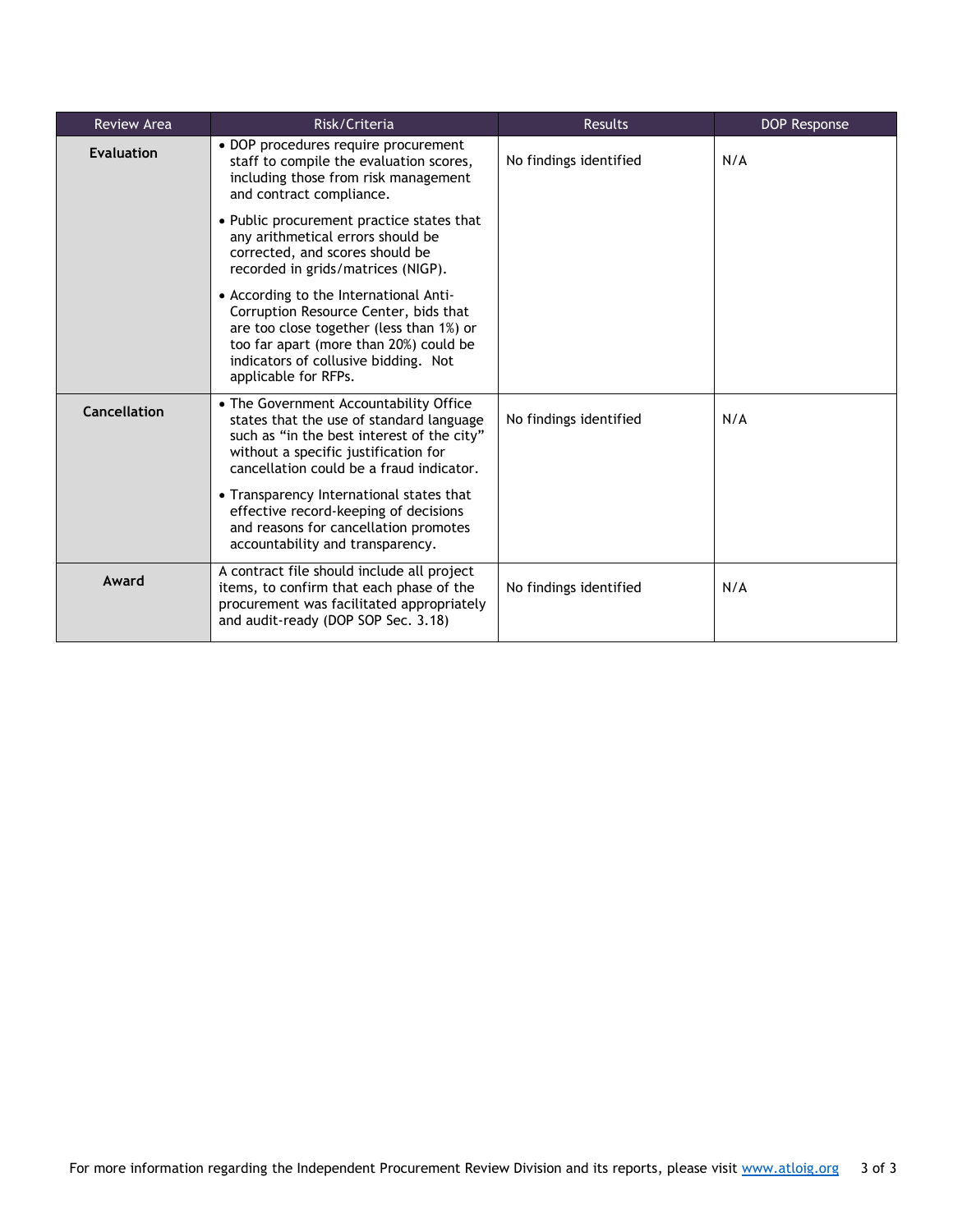| Review Area | Risk/Criteria | Results | DOP Response |
| --- | --- | --- | --- |
| **Evaluation** | • DOP procedures require procurement staff to compile the evaluation scores, including those from risk management and contract compliance.<br>• Public procurement practice states that any arithmetical errors should be corrected, and scores should be recorded in grids/matrices (NIGP).<br>• According to the International Anti-Corruption Resource Center, bids that are too close together (less than 1%) or too far apart (more than 20%) could be indicators of collusive bidding. Not applicable for RFPs. | No findings identified | N/A |
| **Cancellation** | • The Government Accountability Office states that the use of standard language such as "in the best interest of the city" without a specific justification for cancellation could be a fraud indicator.<br>• Transparency International states that effective record-keeping of decisions and reasons for cancellation promotes accountability and transparency. | No findings identified | N/A |
| **Award** | A contract file should include all project items, to confirm that each phase of the procurement was facilitated appropriately and audit-ready (DOP SOP Sec. 3.18) | No findings identified | N/A |

For more information regarding the Independent Procurement Review Division and its reports, please visit www.atloig.org